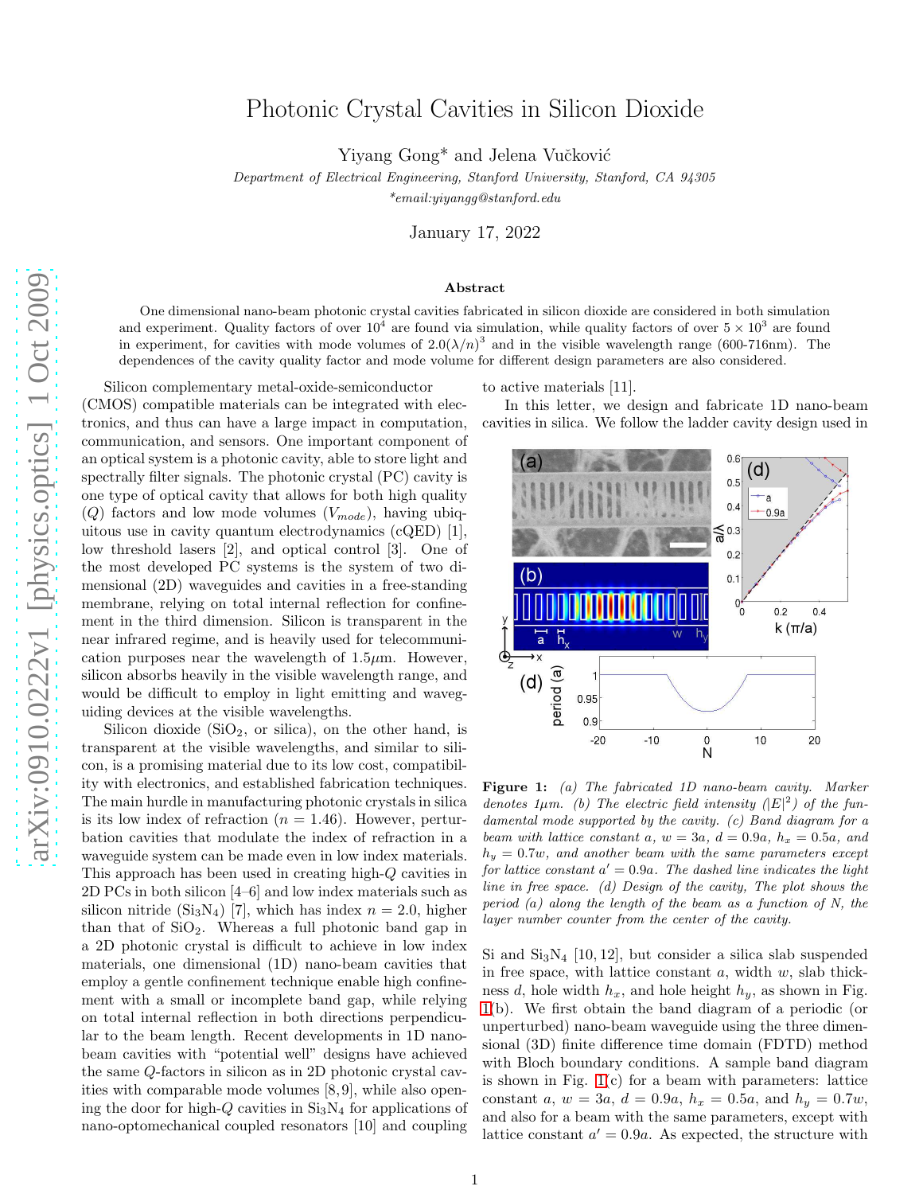# Photonic Crystal Cavities in Silicon Dioxide

Yiyang Gong* and Jelena Vučković

*Department of Electrical Engineering, Stanford University, Stanford, CA 94305*
*\*email:yiyangg@stanford.edu*

January 17, 2022

## Abstract

One dimensional nano-beam photonic crystal cavities fabricated in silicon dioxide are considered in both simulation and experiment. Quality factors of over $10^4$ are found via simulation, while quality factors of over $5 \times 10^3$ are found in experiment, for cavities with mode volumes of $2.0(\lambda/n)^3$ and in the visible wavelength range (600-716nm). The dependences of the cavity quality factor and mode volume for different design parameters are also considered.

Silicon complementary metal-oxide-semiconductor (CMOS) compatible materials can be integrated with electronics, and thus can have a large impact in computation, communication, and sensors. One important component of an optical system is a photonic cavity, able to store light and spectrally filter signals. The photonic crystal (PC) cavity is one type of optical cavity that allows for both high quality ($Q$) factors and low mode volumes ($V_{mode}$), having ubiquitous use in cavity quantum electrodynamics (cQED) [1], low threshold lasers [2], and optical control [3]. One of the most developed PC systems is the system of two dimensional (2D) waveguides and cavities in a free-standing membrane, relying on total internal reflection for confinement in the third dimension. Silicon is transparent in the near infrared regime, and is heavily used for telecommunication purposes near the wavelength of 1.5$\mu$m. However, silicon absorbs heavily in the visible wavelength range, and would be difficult to employ in light emitting and waveguiding devices at the visible wavelengths.

Silicon dioxide ($SiO_2$, or silica), on the other hand, is transparent at the visible wavelengths, and similar to silicon, is a promising material due to its low cost, compatibility with electronics, and established fabrication techniques. The main hurdle in manufacturing photonic crystals in silica is its low index of refraction ($n = 1.46$). However, perturbation cavities that modulate the index of refraction in a waveguide system can be made even in low index materials. This approach has been used in creating high-$Q$ cavities in 2D PCs in both silicon [4–6] and low index materials such as silicon nitride ($Si_3N_4$) [7], which has index $n = 2.0$, higher than that of $SiO_2$. Whereas a full photonic band gap in a 2D photonic crystal is difficult to achieve in low index materials, one dimensional (1D) nano-beam cavities that employ a gentle confinement technique enable high confinement with a small or incomplete band gap, while relying on total internal reflection in both directions perpendicular to the beam length. Recent developments in 1D nano-beam cavities with "potential well" designs have achieved the same $Q$-factors in silicon as in 2D photonic crystal cavities with comparable mode volumes [8,9], while also opening the door for high-$Q$ cavities in $Si_3N_4$ for applications of nano-optomechanical coupled resonators [10] and coupling to active materials [11].

In this letter, we design and fabricate 1D nano-beam cavities in silica. We follow the ladder cavity design used in Si and $Si_3N_4$ [10, 12], but consider a silica slab suspended in free space, with lattice constant $a$, width $w$, slab thickness $d$, hole width $h_x$, and hole height $h_y$, as shown in Fig. 1(b). We first obtain the band diagram of a periodic (or unperturbed) nano-beam waveguide using the three dimensional (3D) finite difference time domain (FDTD) method with Bloch boundary conditions. A sample band diagram is shown in Fig. 1(c) for a beam with parameters: lattice constant $a$, $w = 3a$, $d = 0.9a$, $h_x = 0.5a$, and $h_y = 0.7w$, and also for a beam with the same parameters, except with lattice constant $a' = 0.9a$. As expected, the structure with

**Figure 1:** *(a) The fabricated 1D nano-beam cavity. Marker denotes 1$\mu$m. (b) The electric field intensity ($|E|^2$) of the fundamental mode supported by the cavity. (c) Band diagram for a beam with lattice constant $a$, $w = 3a$, $d = 0.9a$, $h_x = 0.5a$, and $h_y = 0.7w$, and another beam with the same parameters except for lattice constant $a' = 0.9a$. The dashed line indicates the light line in free space. (d) Design of the cavity, The plot shows the period (a) along the length of the beam as a function of N, the layer number counter from the center of the cavity.*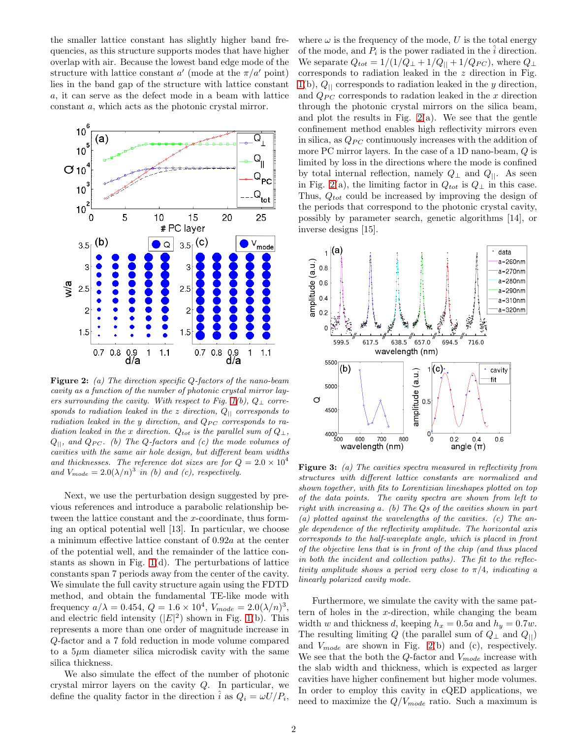the smaller lattice constant has slightly higher band frequencies, as this structure supports modes that have higher overlap with air. Because the lowest band edge mode of the structure with lattice constant $a'$ (mode at the $\pi/a'$ point) lies in the band gap of the structure with lattice constant $a$, it can serve as the defect mode in a beam with lattice constant $a$, which acts as the photonic crystal mirror.

**Figure 2:** *(a) The direction specific Q-factors of the nano-beam cavity as a function of the number of photonic crystal mirror layers surrounding the cavity. With respect to Fig. 1(b), $Q_\perp$ corresponds to radiation leaked in the z direction, $Q_{||}$ corresponds to radiation leaked in the y direction, and $Q_{PC}$ corresponds to radiation leaked in the x direction. $Q_{tot}$ is the parallel sum of $Q_\perp$, $Q_{||}$, and $Q_{PC}$. (b) The Q-factors and (c) the mode volumes of cavities with the same air hole design, but different beam widths and thicknesses. The reference dot sizes are for $Q = 2.0 \times 10^4$ and $V_{mode} = 2.0(\lambda/n)^3$ in (b) and (c), respectively.*

Next, we use the perturbation design suggested by previous references and introduce a parabolic relationship between the lattice constant and the $x$-coordinate, thus forming an optical potential well [13]. In particular, we choose a minimum effective lattice constant of $0.92a$ at the center of the potential well, and the remainder of the lattice constants as shown in Fig. 1(d). The perturbations of lattice constants span 7 periods away from the center of the cavity. We simulate the full cavity structure again using the FDTD method, and obtain the fundamental TE-like mode with frequency $a/\lambda = 0.454$, $Q = 1.6 \times 10^4$, $V_{mode} = 2.0(\lambda/n)^3$, and electric field intensity ($|E|^2$) shown in Fig. 1(b). This represents a more than one order of magnitude increase in $Q$-factor and a 7 fold reduction in mode volume compared to a 5$\mu$m diameter silica microdisk cavity with the same silica thickness.

We also simulate the effect of the number of photonic crystal mirror layers on the cavity $Q$. In particular, we define the quality factor in the direction $\hat{i}$ as $Q_i = \omega U/P_i$, where $\omega$ is the frequency of the mode, $U$ is the total energy of the mode, and $P_i$ is the power radiated in the $\hat{i}$ direction. We separate $Q_{tot} = 1/(1/Q_\perp + 1/Q_{||} + 1/Q_{PC})$, where $Q_\perp$ corresponds to radiation leaked in the $z$ direction in Fig. 1(b), $Q_{||}$ corresponds to radiation leaked in the $y$ direction, and $Q_{PC}$ corresponds to radation leaked in the $x$ direction through the photonic crystal mirrors on the silica beam, and plot the results in Fig. 2(a). We see that the gentle confinement method enables high reflectivity mirrors even in silica, as $Q_{PC}$ continuously increases with the addition of more PC mirror layers. In the case of a 1D nano-beam, $Q$ is limited by loss in the directions where the mode is confined by total internal reflection, namely $Q_\perp$ and $Q_{||}$. As seen in Fig. 2(a), the limiting factor in $Q_{tot}$ is $Q_\perp$ in this case. Thus, $Q_{tot}$ could be increased by improving the design of the periods that correspond to the photonic crystal cavity, possibly by parameter search, genetic algorithms [14], or inverse designs [15].

**Figure 3:** *(a) The cavities spectra measured in reflectivity from structures with different lattice constants are normalized and shown together, with fits to Lorentizian lineshapes plotted on top of the data points. The cavity spectra are shown from left to right with increasing a. (b) The Qs of the cavities shown in part (a) plotted against the wavelengths of the cavities. (c) The angle dependence of the reflectivity amplitude. The horizontal axis corresponds to the half-waveplate angle, which is placed in front of the objective lens that is in front of the chip (and thus placed in both the incident and collection paths). The fit to the reflectivity amplitude shows a period very close to $\pi/4$, indicating a linearly polarized cavity mode.*

Furthermore, we simulate the cavity with the same pattern of holes in the $x$-direction, while changing the beam width $w$ and thickness $d$, keeping $h_x = 0.5a$ and $h_y = 0.7w$. The resulting limiting $Q$ (the parallel sum of $Q_\perp$ and $Q_{||}$) and $V_{mode}$ are shown in Fig. 2(b) and (c), respectively. We see that the both the $Q$-factor and $V_{mode}$ increase with the slab width and thickness, which is expected as larger cavities have higher confinement but higher mode volumes. In order to employ this cavity in cQED applications, we need to maximize the $Q/V_{mode}$ ratio. Such a maximum is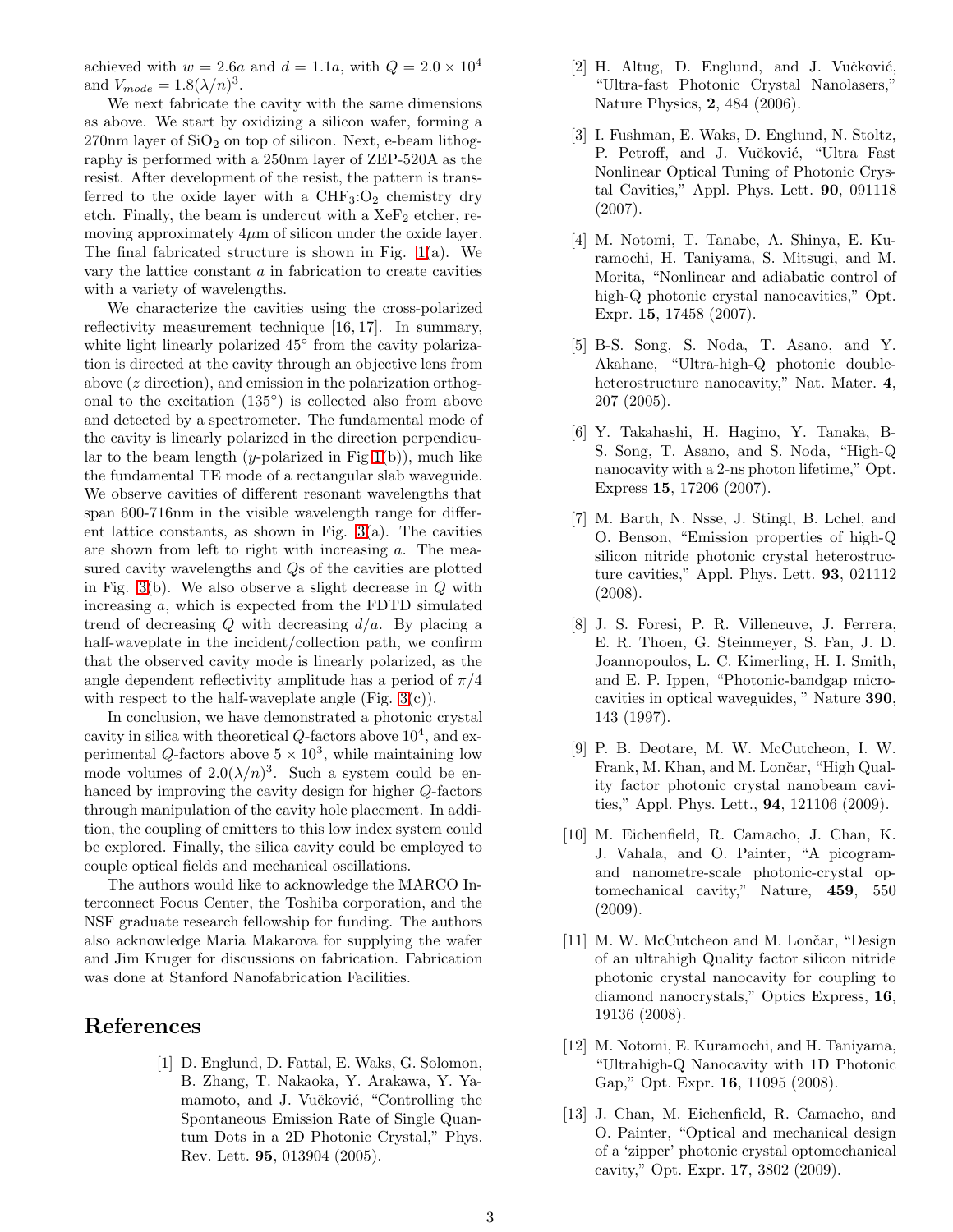achieved with $w = 2.6a$ and $d = 1.1a$, with $Q = 2.0 \times 10^4$ and $V_{mode} = 1.8(\lambda/n)^3$.

We next fabricate the cavity with the same dimensions as above. We start by oxidizing a silicon wafer, forming a 270nm layer of $SiO_2$ on top of silicon. Next, e-beam lithography is performed with a 250nm layer of ZEP-520A as the resist. After development of the resist, the pattern is transferred to the oxide layer with a $CHF_3$:$O_2$ chemistry dry etch. Finally, the beam is undercut with a $XeF_2$ etcher, removing approximately 4$\mu$m of silicon under the oxide layer. The final fabricated structure is shown in Fig. 1(a). We vary the lattice constant $a$ in fabrication to create cavities with a variety of wavelengths.

We characterize the cavities using the cross-polarized reflectivity measurement technique [16, 17]. In summary, white light linearly polarized 45° from the cavity polarization is directed at the cavity through an objective lens from above ($z$ direction), and emission in the polarization orthogonal to the excitation (135°) is collected also from above and detected by a spectrometer. The fundamental mode of the cavity is linearly polarized in the direction perpendicular to the beam length ($y$-polarized in Fig 1(b)), much like the fundamental TE mode of a rectangular slab waveguide. We observe cavities of different resonant wavelengths that span 600-716nm in the visible wavelength range for different lattice constants, as shown in Fig. 3(a). The cavities are shown from left to right with increasing $a$. The measured cavity wavelengths and $Q$s of the cavities are plotted in Fig. 3(b). We also observe a slight decrease in $Q$ with increasing $a$, which is expected from the FDTD simulated trend of decreasing $Q$ with decreasing $d/a$. By placing a half-waveplate in the incident/collection path, we confirm that the observed cavity mode is linearly polarized, as the angle dependent reflectivity amplitude has a period of $\pi/4$ with respect to the half-waveplate angle (Fig. 3(c)).

In conclusion, we have demonstrated a photonic crystal cavity in silica with theoretical $Q$-factors above $10^4$, and experimental $Q$-factors above $5 \times 10^3$, while maintaining low mode volumes of $2.0(\lambda/n)^3$. Such a system could be enhanced by improving the cavity design for higher $Q$-factors through manipulation of the cavity hole placement. In addition, the coupling of emitters to this low index system could be explored. Finally, the silica cavity could be employed to couple optical fields and mechanical oscillations.

The authors would like to acknowledge the MARCO Interconnect Focus Center, the Toshiba corporation, and the NSF graduate research fellowship for funding. The authors also acknowledge Maria Makarova for supplying the wafer and Jim Kruger for discussions on fabrication. Fabrication was done at Stanford Nanofabrication Facilities.

# References

[1] D. Englund, D. Fattal, E. Waks, G. Solomon, B. Zhang, T. Nakaoka, Y. Arakawa, Y. Yamamoto, and J. Vučković, "Controlling the Spontaneous Emission Rate of Single Quantum Dots in a 2D Photonic Crystal," Phys. Rev. Lett. **95**, 013904 (2005).

[2] H. Altug, D. Englund, and J. Vučković, "Ultra-fast Photonic Crystal Nanolasers," Nature Physics, **2**, 484 (2006).

[3] I. Fushman, E. Waks, D. Englund, N. Stoltz, P. Petroff, and J. Vučković, "Ultra Fast Nonlinear Optical Tuning of Photonic Crystal Cavities," Appl. Phys. Lett. **90**, 091118 (2007).

[4] M. Notomi, T. Tanabe, A. Shinya, E. Kuramochi, H. Taniyama, S. Mitsugi, and M. Morita, "Nonlinear and adiabatic control of high-Q photonic crystal nanocavities," Opt. Expr. **15**, 17458 (2007).

[5] B-S. Song, S. Noda, T. Asano, and Y. Akahane, "Ultra-high-Q photonic double-heterostructure nanocavity," Nat. Mater. **4**, 207 (2005).

[6] Y. Takahashi, H. Hagino, Y. Tanaka, B-S. Song, T. Asano, and S. Noda, "High-Q nanocavity with a 2-ns photon lifetime," Opt. Express **15**, 17206 (2007).

[7] M. Barth, N. Nsse, J. Stingl, B. Lchel, and O. Benson, "Emission properties of high-Q silicon nitride photonic crystal heterostructure cavities," Appl. Phys. Lett. **93**, 021112 (2008).

[8] J. S. Foresi, P. R. Villeneuve, J. Ferrera, E. R. Thoen, G. Steinmeyer, S. Fan, J. D. Joannopoulos, L. C. Kimerling, H. I. Smith, and E. P. Ippen, "Photonic-bandgap microcavities in optical waveguides, " Nature **390**, 143 (1997).

[9] P. B. Deotare, M. W. McCutcheon, I. W. Frank, M. Khan, and M. Lončar, "High Quality factor photonic crystal nanobeam cavities," Appl. Phys. Lett., **94**, 121106 (2009).

[10] M. Eichenfield, R. Camacho, J. Chan, K. J. Vahala, and O. Painter, "A picogram- and nanometre-scale photonic-crystal optomechanical cavity," Nature, **459**, 550 (2009).

[11] M. W. McCutcheon and M. Lončar, "Design of an ultrahigh Quality factor silicon nitride photonic crystal nanocavity for coupling to diamond nanocrystals," Optics Express, **16**, 19136 (2008).

[12] M. Notomi, E. Kuramochi, and H. Taniyama, "Ultrahigh-Q Nanocavity with 1D Photonic Gap," Opt. Expr. **16**, 11095 (2008).

[13] J. Chan, M. Eichenfield, R. Camacho, and O. Painter, "Optical and mechanical design of a 'zipper' photonic crystal optomechanical cavity," Opt. Expr. **17**, 3802 (2009).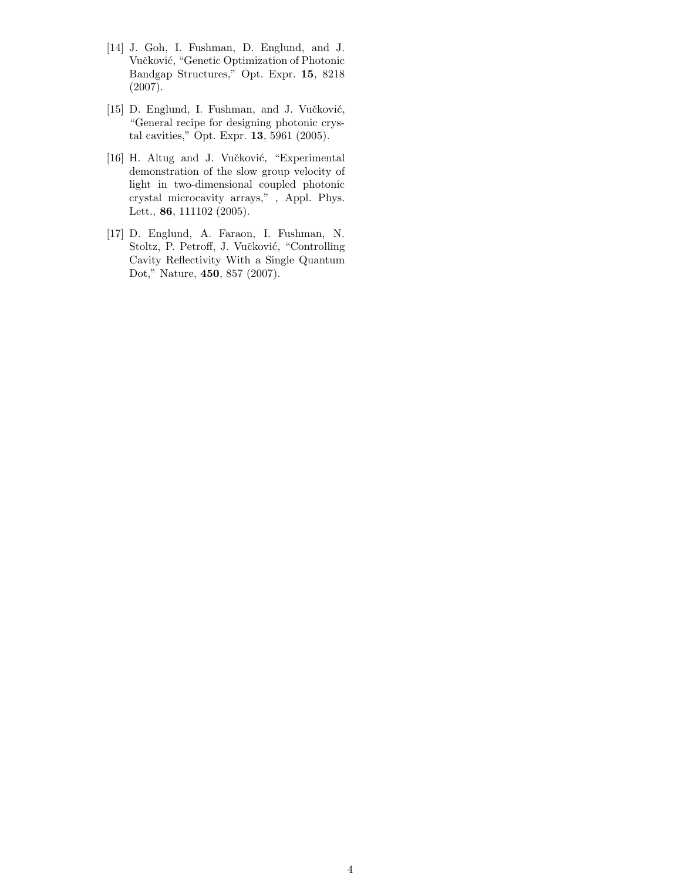[14] J. Goh, I. Fushman, D. Englund, and J. Vučković, "Genetic Optimization of Photonic Bandgap Structures," Opt. Expr. **15**, 8218 (2007).

[15] D. Englund, I. Fushman, and J. Vučković, "General recipe for designing photonic crystal cavities," Opt. Expr. **13**, 5961 (2005).

[16] H. Altug and J. Vučković, "Experimental demonstration of the slow group velocity of light in two-dimensional coupled photonic crystal microcavity arrays," , Appl. Phys. Lett., **86**, 111102 (2005).

[17] D. Englund, A. Faraon, I. Fushman, N. Stoltz, P. Petroff, J. Vučković, "Controlling Cavity Reflectivity With a Single Quantum Dot," Nature, **450**, 857 (2007).